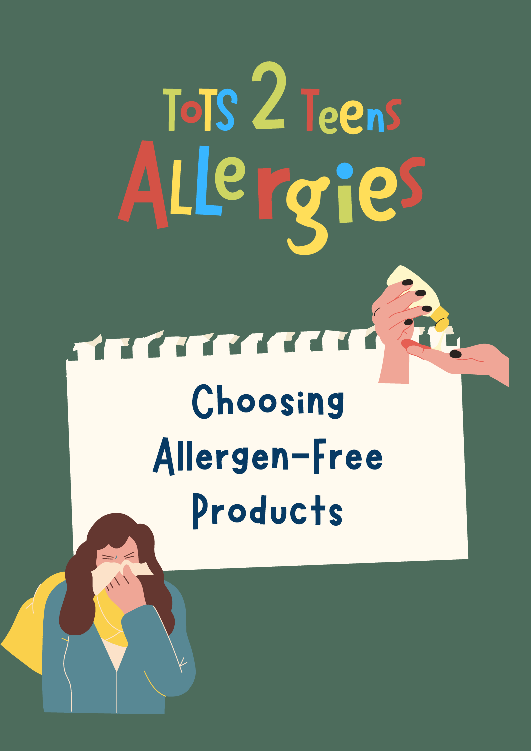# Tots 2 Teens Allergies

## Choosing Allergen-Free Products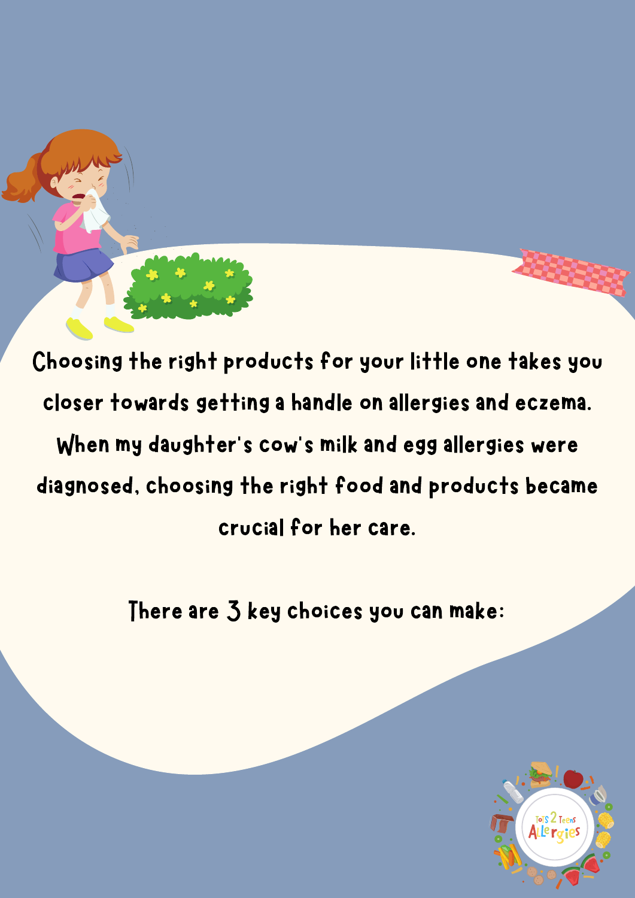Choosing the right products for your little one takes you closer towards getting a handle on allergies and eczema. When my daughter's cow's milk and egg allergies were diagnosed, choosing the right food and products became crucial for her care.

There are 3 key choices you can make: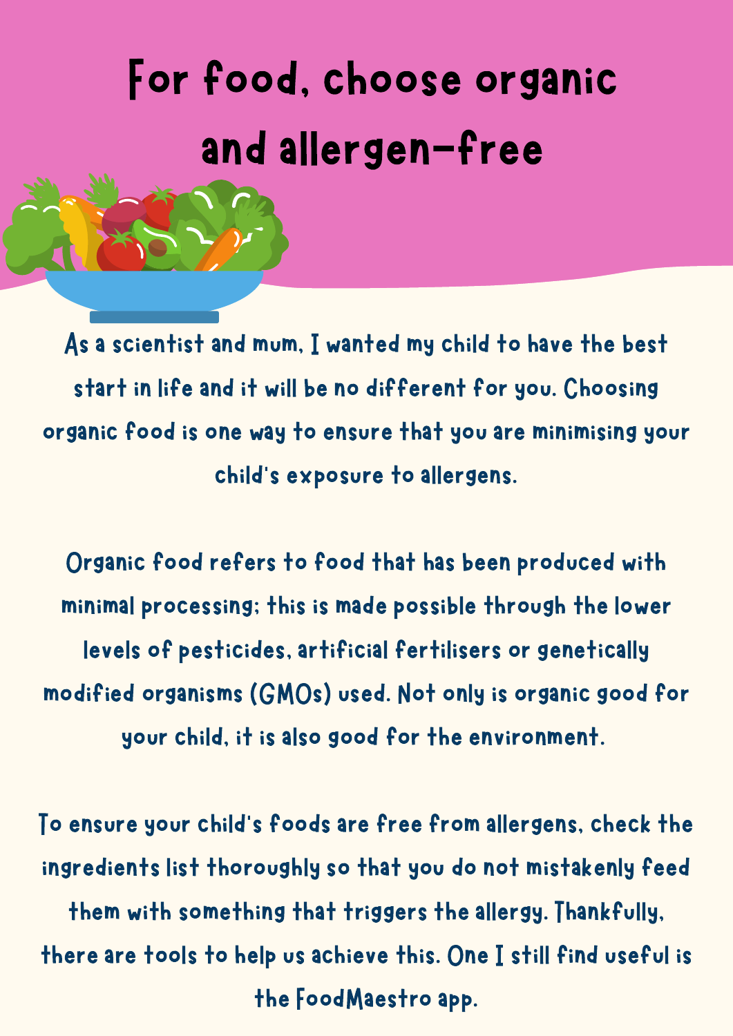# For food, choose organic and allergen-free

As a scientist and mum, I wanted my child to have the best start in life and it will be no different for you. Choosing organic food is one way to ensure that you are minimising your child's exposure to allergens.

Organic food refers to food that has been produced with minimal processing; this is made possible through the lower levels of pesticides, artificial fertilisers or genetically modified organisms (GMOs) used. Not only is organic good for your child, it is also good for the environment.

To ensure your child's foods are free from allergens, check the ingredients list thoroughly so that you do not mistakenly feed them with something that triggers the allergy. Thankfully, there are tools to help us achieve this. One I still find useful is the FoodMaestro app.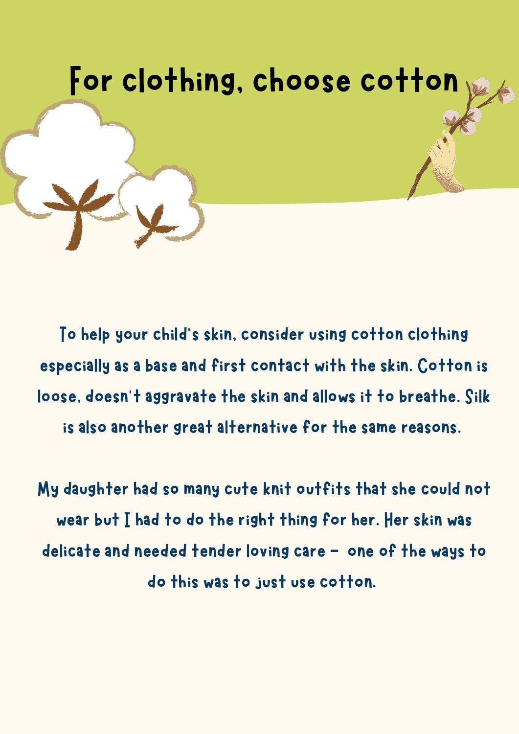# For clothing, choose cotton

To help your child's skin, consider using cotton clothing especially as a base and first contact with the skin. Cotton is loose, doesn't aggravate the skin and allows it to breathe. Silk is also another great alternative for the same reasons.

My daughter had so many cute knit outfits that she could not wear but I had to do the right thing for her. Her skin was delicate and needed tender loving care - one of the ways to do this was to just use cotton.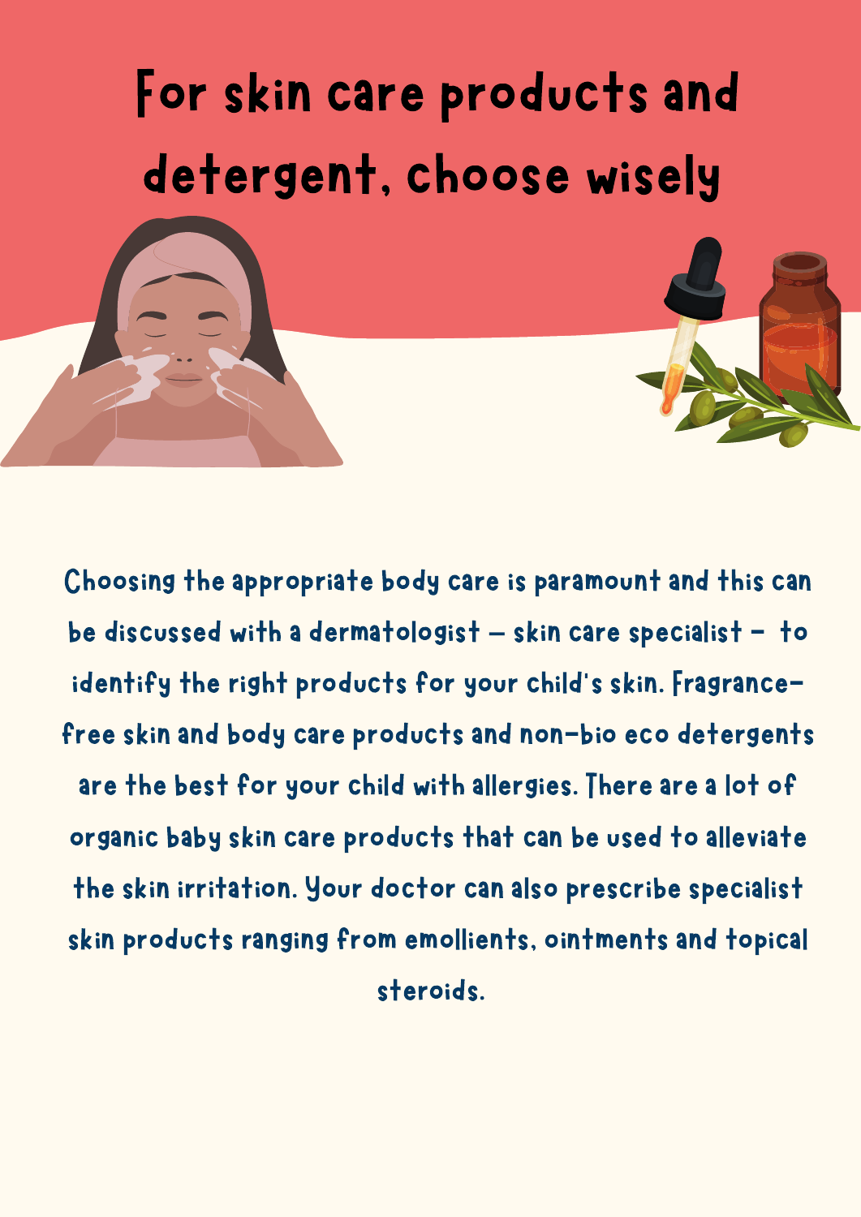# For skin care products and detergent, choose wisely

Choosing the appropriate body care is paramount and this can be discussed with a dermatologist – skin care specialist – to identify the right products for your child's skin. Fragrance-free skin and body care products and non-bio eco detergents are the best for your child with allergies. There are a lot of organic baby skin care products that can be used to alleviate the skin irritation. Your doctor can also prescribe specialist skin products ranging from emollients, ointments and topical steroids.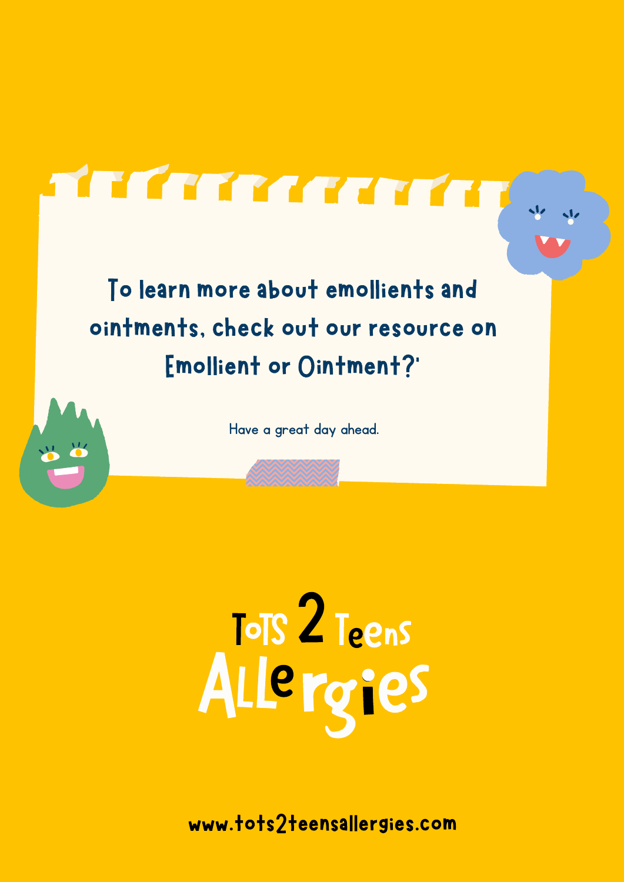To learn more about emollients and ointments, check out our resource on Emollient or Ointment?'

Have a great day ahead.

Tots 2 Teens Allergies

www.tots2teensallergies.com